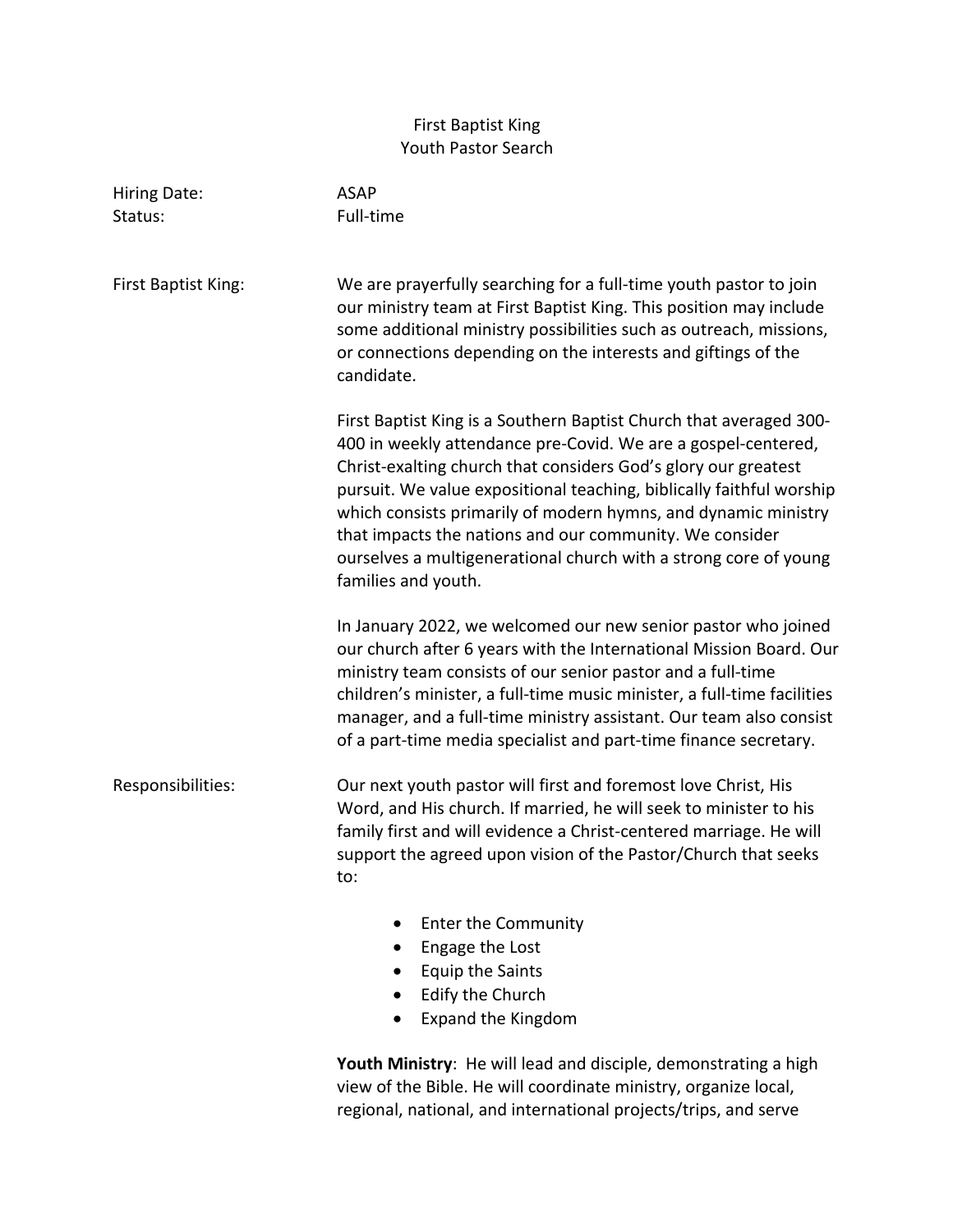# First Baptist King
## Youth Pastor Search

**Hiring Date:** ASAP
**Status:** Full-time

**First Baptist King:**

We are prayerfully searching for a full-time youth pastor to join our ministry team at First Baptist King. This position may include some additional ministry possibilities such as outreach, missions, or connections depending on the interests and giftings of the candidate.

First Baptist King is a Southern Baptist Church that averaged 300-400 in weekly attendance pre-Covid. We are a gospel-centered, Christ-exalting church that considers God's glory our greatest pursuit. We value expositional teaching, biblically faithful worship which consists primarily of modern hymns, and dynamic ministry that impacts the nations and our community. We consider ourselves a multigenerational church with a strong core of young families and youth.

In January 2022, we welcomed our new senior pastor who joined our church after 6 years with the International Mission Board. Our ministry team consists of our senior pastor and a full-time children's minister, a full-time music minister, a full-time facilities manager, and a full-time ministry assistant. Our team also consist of a part-time media specialist and part-time finance secretary.

**Responsibilities:**

Our next youth pastor will first and foremost love Christ, His Word, and His church. If married, he will seek to minister to his family first and will evidence a Christ-centered marriage. He will support the agreed upon vision of the Pastor/Church that seeks to:

- Enter the Community
- Engage the Lost
- Equip the Saints
- Edify the Church
- Expand the Kingdom

**Youth Ministry**: He will lead and disciple, demonstrating a high view of the Bible. He will coordinate ministry, organize local, regional, national, and international projects/trips, and serve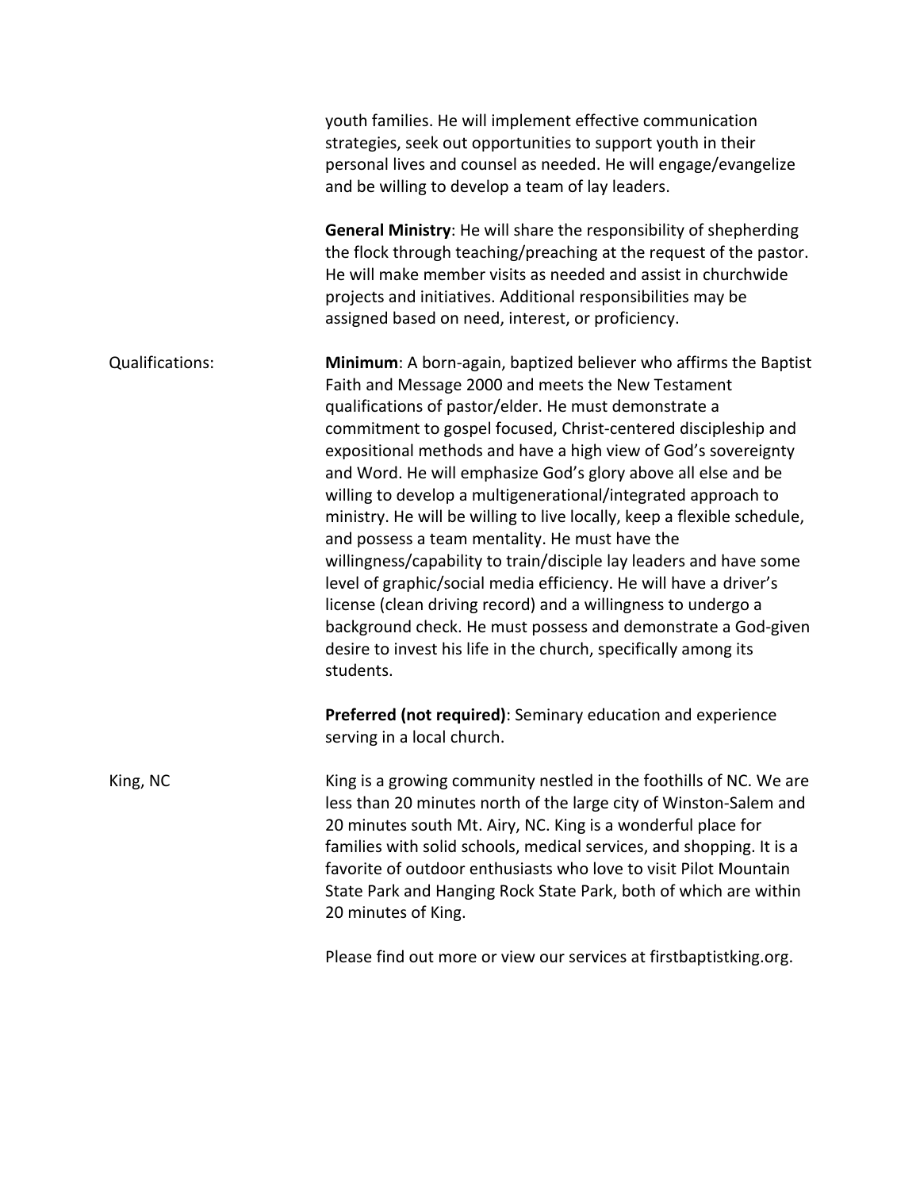youth families. He will implement effective communication strategies, seek out opportunities to support youth in their personal lives and counsel as needed. He will engage/evangelize and be willing to develop a team of lay leaders.

**General Ministry**: He will share the responsibility of shepherding the flock through teaching/preaching at the request of the pastor. He will make member visits as needed and assist in churchwide projects and initiatives. Additional responsibilities may be assigned based on need, interest, or proficiency.

Qualifications:

**Minimum**: A born-again, baptized believer who affirms the Baptist Faith and Message 2000 and meets the New Testament qualifications of pastor/elder. He must demonstrate a commitment to gospel focused, Christ-centered discipleship and expositional methods and have a high view of God's sovereignty and Word. He will emphasize God's glory above all else and be willing to develop a multigenerational/integrated approach to ministry. He will be willing to live locally, keep a flexible schedule, and possess a team mentality. He must have the willingness/capability to train/disciple lay leaders and have some level of graphic/social media efficiency. He will have a driver's license (clean driving record) and a willingness to undergo a background check. He must possess and demonstrate a God-given desire to invest his life in the church, specifically among its students.

**Preferred (not required)**: Seminary education and experience serving in a local church.

King, NC

King is a growing community nestled in the foothills of NC. We are less than 20 minutes north of the large city of Winston-Salem and 20 minutes south Mt. Airy, NC. King is a wonderful place for families with solid schools, medical services, and shopping. It is a favorite of outdoor enthusiasts who love to visit Pilot Mountain State Park and Hanging Rock State Park, both of which are within 20 minutes of King.

Please find out more or view our services at firstbaptistking.org.